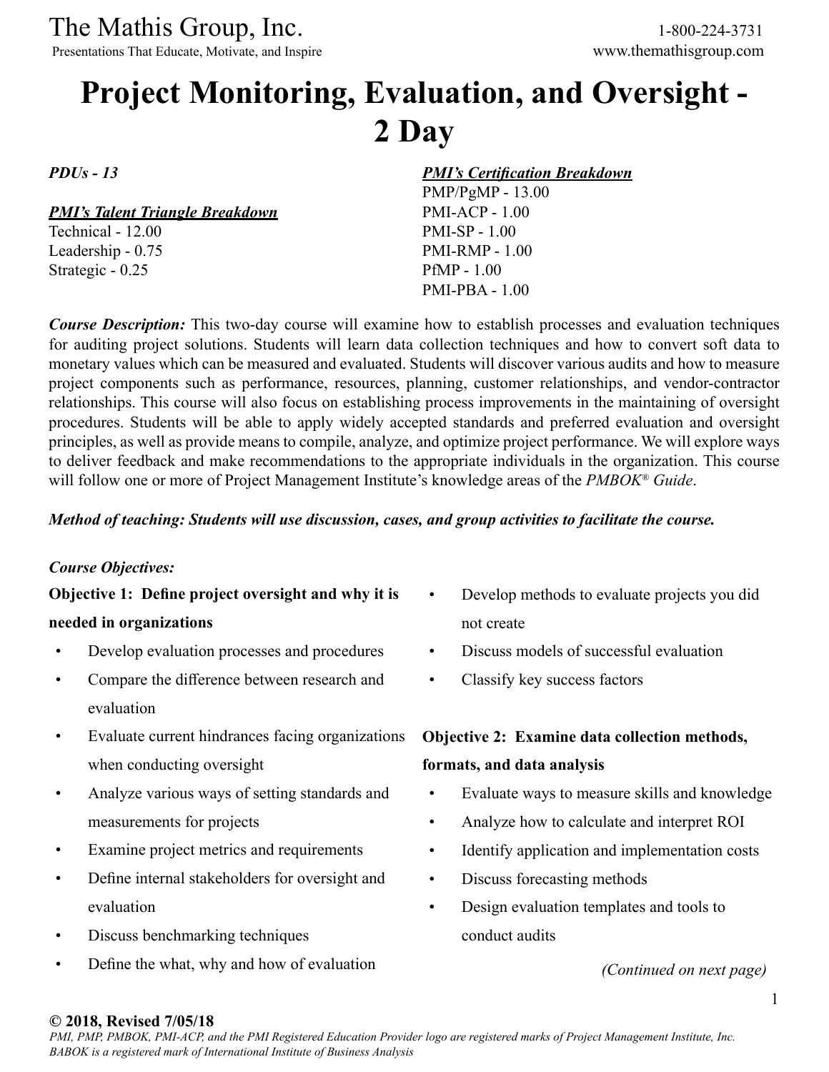The Mathis Group, Inc.
Presentations That Educate, Motivate, and Inspire

1-800-224-3731
www.themathisgroup.com

# Project Monitoring, Evaluation, and Oversight - 2 Day

***PDUs - 13***

***PMI's Talent Triangle Breakdown***
Technical - 12.00
Leadership - 0.75
Strategic - 0.25

***PMI's Certification Breakdown***
PMP/PgMP - 13.00
PMI-ACP - 1.00
PMI-SP - 1.00
PMI-RMP - 1.00
PfMP - 1.00
PMI-PBA - 1.00

***Course Description:*** This two-day course will examine how to establish processes and evaluation techniques for auditing project solutions. Students will learn data collection techniques and how to convert soft data to monetary values which can be measured and evaluated. Students will discover various audits and how to measure project components such as performance, resources, planning, customer relationships, and vendor-contractor relationships. This course will also focus on establishing process improvements in the maintaining of oversight procedures. Students will be able to apply widely accepted standards and preferred evaluation and oversight principles, as well as provide means to compile, analyze, and optimize project performance. We will explore ways to deliver feedback and make recommendations to the appropriate individuals in the organization. This course will follow one or more of Project Management Institute's knowledge areas of the *PMBOK® Guide*.

***Method of teaching: Students will use discussion, cases, and group activities to facilitate the course.***

***Course Objectives:***

**Objective 1: Define project oversight and why it is needed in organizations**

- Develop evaluation processes and procedures
- Compare the difference between research and evaluation
- Evaluate current hindrances facing organizations when conducting oversight
- Analyze various ways of setting standards and measurements for projects
- Examine project metrics and requirements
- Define internal stakeholders for oversight and evaluation
- Discuss benchmarking techniques
- Define the what, why and how of evaluation
- Develop methods to evaluate projects you did not create
- Discuss models of successful evaluation
- Classify key success factors

**Objective 2: Examine data collection methods, formats, and data analysis**

- Evaluate ways to measure skills and knowledge
- Analyze how to calculate and interpret ROI
- Identify application and implementation costs
- Discuss forecasting methods
- Design evaluation templates and tools to conduct audits

*(Continued on next page)*

**© 2018, Revised 7/05/18**
*PMI, PMP, PMBOK, PMI-ACP, and the PMI Registered Education Provider logo are registered marks of Project Management Institute, Inc. BABOK is a registered mark of International Institute of Business Analysis*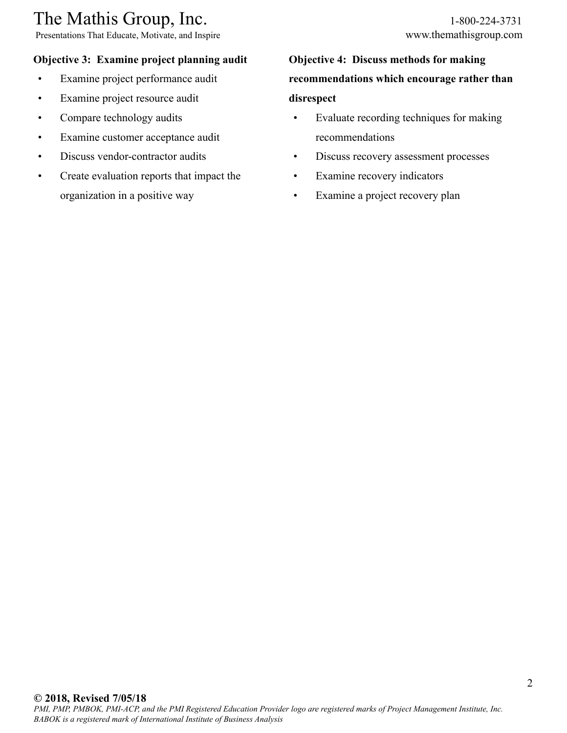**Objective 3: Examine project planning audit**

- Examine project performance audit
- Examine project resource audit
- Compare technology audits
- Examine customer acceptance audit
- Discuss vendor-contractor audits
- Create evaluation reports that impact the organization in a positive way

**Objective 4: Discuss methods for making recommendations which encourage rather than disrespect**

- Evaluate recording techniques for making recommendations
- Discuss recovery assessment processes
- Examine recovery indicators
- Examine a project recovery plan